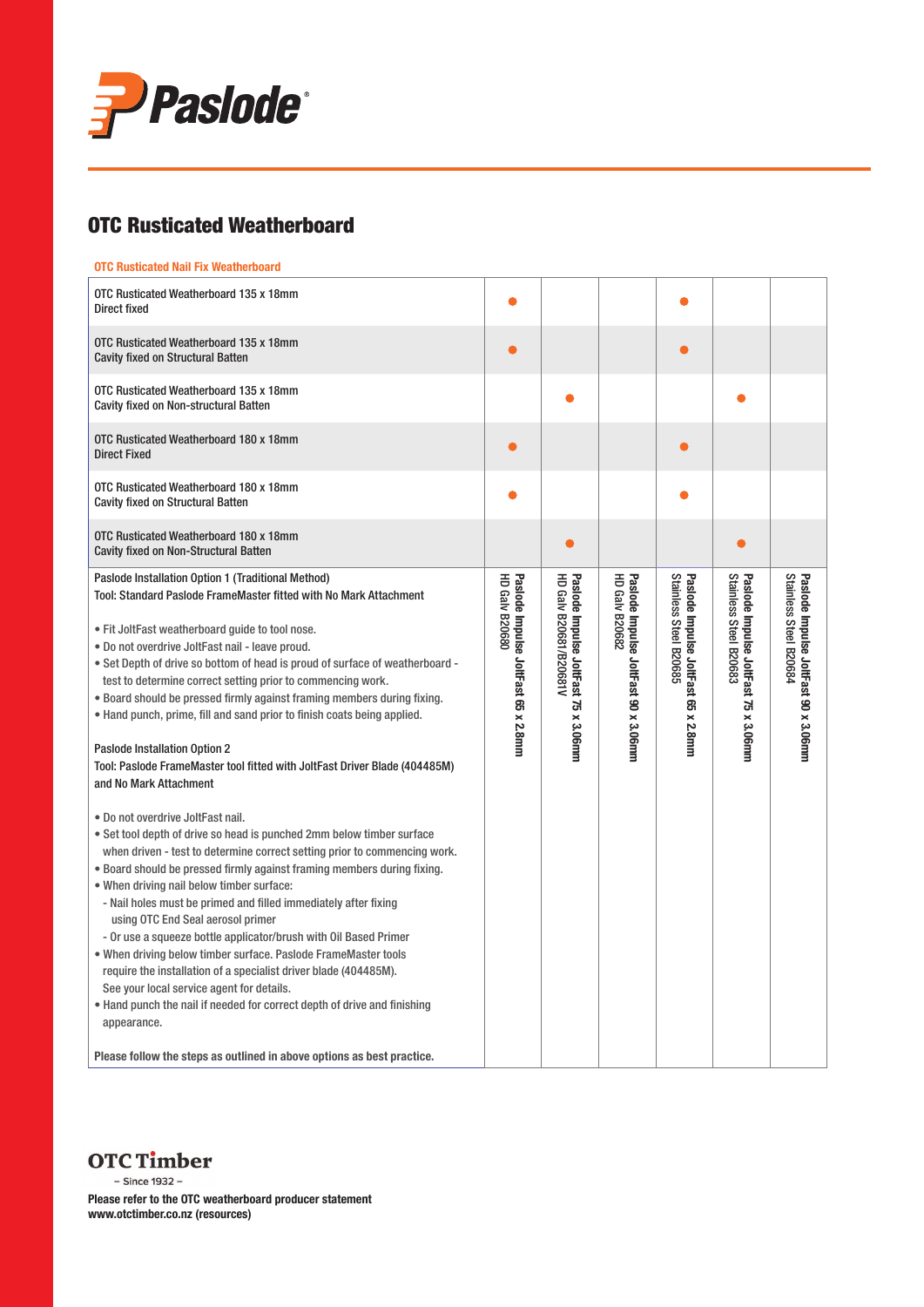# OTC Rusticated Weatherboard

## OTC Rusticated Nail Fix Weatherboard

| | Paslode Impulse JoltFast 65 x 2.8mm HD Galv B20680 | Paslode Impulse JoltFast 75 x 3.06mm HD Galv B20681/B20681V | Paslode Impulse JoltFast 90 x 3.06mm HD Galv B20682 | Paslode Impulse JoltFast 65 x 2.8mm Stainless Steel B20685 | Paslode Impulse JoltFast 75 x 3.06mm Stainless Steel B20683 | Paslode Impulse JoltFast 90 x 3.06mm Stainless Steel B20684 |
|---|---|---|---|---|---|---|
| OTC Rusticated Weatherboard 135 x 18mm Direct fixed | ● | | | ● | | |
| OTC Rusticated Weatherboard 135 x 18mm Cavity fixed on Structural Batten | ● | | | ● | | |
| OTC Rusticated Weatherboard 135 x 18mm Cavity fixed on Non-structural Batten | | ● | | | ● | |
| OTC Rusticated Weatherboard 180 x 18mm Direct Fixed | ● | | | ● | | |
| OTC Rusticated Weatherboard 180 x 18mm Cavity fixed on Structural Batten | ● | | | ● | | |
| OTC Rusticated Weatherboard 180 x 18mm Cavity fixed on Non-Structural Batten | | ● | | | ● | |

Paslode Installation Option 1 (Traditional Method)

Tool: Standard Paslode FrameMaster fitted with No Mark Attachment

- Fit JoltFast weatherboard guide to tool nose.
- Do not overdrive JoltFast nail - leave proud.
- Set Depth of drive so bottom of head is proud of surface of weatherboard - test to determine correct setting prior to commencing work.
- Board should be pressed firmly against framing members during fixing.
- Hand punch, prime, fill and sand prior to finish coats being applied.

Paslode Installation Option 2

Tool: Paslode FrameMaster tool fitted with JoltFast Driver Blade (404485M) and No Mark Attachment

- Do not overdrive JoltFast nail.
- Set tool depth of drive so head is punched 2mm below timber surface when driven - test to determine correct setting prior to commencing work.
- Board should be pressed firmly against framing members during fixing.
- When driving nail below timber surface:
  - Nail holes must be primed and filled immediately after fixing using OTC End Seal aerosol primer
  - Or use a squeeze bottle applicator/brush with Oil Based Primer
- When driving below timber surface. Paslode FrameMaster tools require the installation of a specialist driver blade (404485M). See your local service agent for details.
- Hand punch the nail if needed for correct depth of drive and finishing appearance.

**Please follow the steps as outlined in above options as best practice.**

OTC Timber – Since 1932 –

**Please refer to the OTC weatherboard producer statement www.otctimber.co.nz (resources)**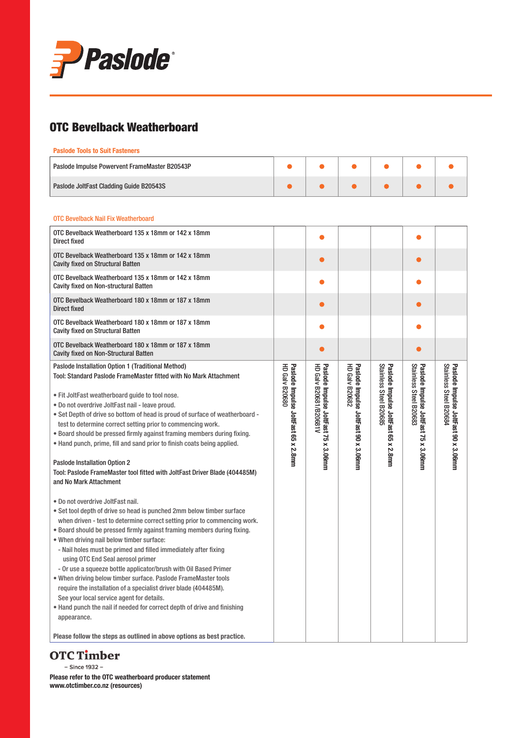# Paslode

## OTC Bevelback Weatherboard

**Paslode Tools to Suit Fasteners**

| | Paslode Impulse JoltFast 65 x 2.8mm HD Galv B20680 | Paslode Impulse JoltFast 75 x 3.06mm HD Galv B20681/B20681V | Paslode Impulse JoltFast 90 x 3.06mm HD Galv B20682 | Paslode Impulse JoltFast 65 x 2.8mm Stainless Steel B20685 | Paslode Impulse JoltFast 75 x 3.06mm Stainless Steel B20683 | Paslode Impulse JoltFast 90 x 3.06mm Stainless Steel B20684 |
|---|---|---|---|---|---|---|
| Paslode Impulse Powervent FrameMaster B20543P | ● | ● | ● | ● | ● | ● |
| Paslode JoltFast Cladding Guide B20543S | ● | ● | ● | ● | ● | ● |

**OTC Bevelback Nail Fix Weatherboard**

| | Paslode Impulse JoltFast 65 x 2.8mm HD Galv B20680 | Paslode Impulse JoltFast 75 x 3.06mm HD Galv B20681/B20681V | Paslode Impulse JoltFast 90 x 3.06mm HD Galv B20682 | Paslode Impulse JoltFast 65 x 2.8mm Stainless Steel B20685 | Paslode Impulse JoltFast 75 x 3.06mm Stainless Steel B20683 | Paslode Impulse JoltFast 90 x 3.06mm Stainless Steel B20684 |
|---|---|---|---|---|---|---|
| OTC Bevelback Weatherboard 135 x 18mm or 142 x 18mm Direct fixed | | ● | | | ● | |
| OTC Bevelback Weatherboard 135 x 18mm or 142 x 18mm Cavity fixed on Structural Batten | | ● | | | ● | |
| OTC Bevelback Weatherboard 135 x 18mm or 142 x 18mm Cavity fixed on Non-structural Batten | | ● | | | ● | |
| OTC Bevelback Weatherboard 180 x 18mm or 187 x 18mm Direct fixed | | ● | | | ● | |
| OTC Bevelback Weatherboard 180 x 18mm or 187 x 18mm Cavity fixed on Structural Batten | | ● | | | ● | |
| OTC Bevelback Weatherboard 180 x 18mm or 187 x 18mm Cavity fixed on Non-Structural Batten | | ● | | | ● | |

Paslode Installation Option 1 (Traditional Method)
Tool: Standard Paslode FrameMaster fitted with No Mark Attachment

- Fit JoltFast weatherboard guide to tool nose.
- Do not overdrive JoltFast nail - leave proud.
- Set Depth of drive so bottom of head is proud of surface of weatherboard - test to determine correct setting prior to commencing work.
- Board should be pressed firmly against framing members during fixing.
- Hand punch, prime, fill and sand prior to finish coats being applied.

Paslode Installation Option 2
Tool: Paslode FrameMaster tool fitted with JoltFast Driver Blade (404485M) and No Mark Attachment

- Do not overdrive JoltFast nail.
- Set tool depth of drive so head is punched 2mm below timber surface when driven - test to determine correct setting prior to commencing work.
- Board should be pressed firmly against framing members during fixing.
- When driving nail below timber surface:
  - Nail holes must be primed and filled immediately after fixing using OTC End Seal aerosol primer
  - Or use a squeeze bottle applicator/brush with Oil Based Primer
- When driving below timber surface. Paslode FrameMaster tools require the installation of a specialist driver blade (404485M). See your local service agent for details.
- Hand punch the nail if needed for correct depth of drive and finishing appearance.

Please follow the steps as outlined in above options as best practice.

OTC Timber
– Since 1932 –

**Please refer to the OTC weatherboard producer statement**
**www.otctimber.co.nz (resources)**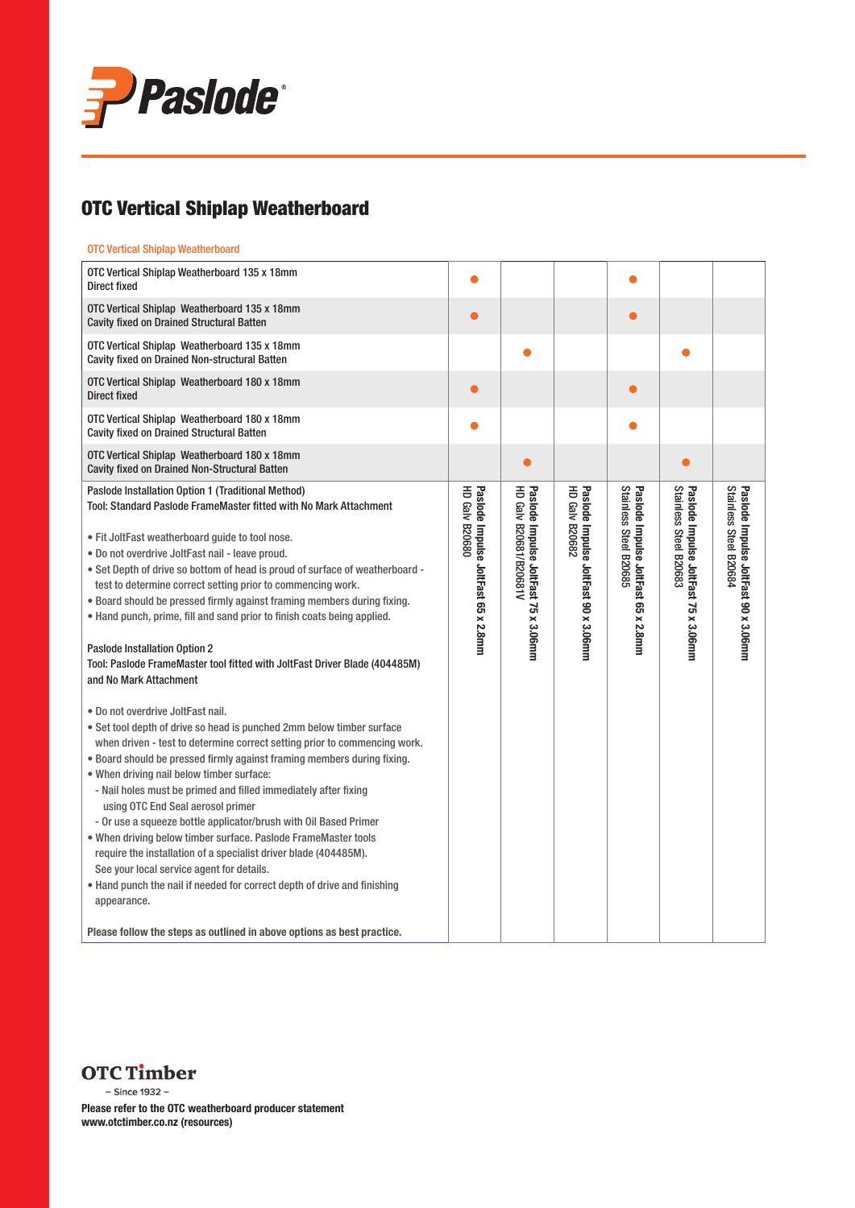# OTC Vertical Shiplap Weatherboard

| OTC Vertical Shiplap Weatherboard | Paslode Impulse JoltFast 65 x 2.8mm HD Galv B20680 | Paslode Impulse JoltFast 75 x 3.06mm HD Galv B20681/B20681V | Paslode Impulse JoltFast 90 x 3.06mm HD Galv B20682 | Paslode Impulse JoltFast 65 x 2.8mm Stainless Steel B20685 | Paslode Impulse JoltFast 75 x 3.06mm Stainless Steel B20683 | Paslode Impulse JoltFast 90 x 3.06mm Stainless Steel B20684 |
|---|---|---|---|---|---|---|
| OTC Vertical Shiplap Weatherboard 135 x 18mm Direct fixed | ● | | | ● | | |
| OTC Vertical Shiplap Weatherboard 135 x 18mm Cavity fixed on Drained Structural Batten | ● | | | ● | | |
| OTC Vertical Shiplap Weatherboard 135 x 18mm Cavity fixed on Drained Non-structural Batten | | ● | | | ● | |
| OTC Vertical Shiplap Weatherboard 180 x 18mm Direct fixed | ● | | | ● | | |
| OTC Vertical Shiplap Weatherboard 180 x 18mm Cavity fixed on Drained Structural Batten | ● | | | ● | | |
| OTC Vertical Shiplap Weatherboard 180 x 18mm Cavity fixed on Drained Non-Structural Batten | | ● | | | ● | |

Paslode Installation Option 1 (Traditional Method)
Tool: Standard Paslode FrameMaster fitted with No Mark Attachment

- Fit JoltFast weatherboard guide to tool nose.
- Do not overdrive JoltFast nail - leave proud.
- Set Depth of drive so bottom of head is proud of surface of weatherboard - test to determine correct setting prior to commencing work.
- Board should be pressed firmly against framing members during fixing.
- Hand punch, prime, fill and sand prior to finish coats being applied.

Paslode Installation Option 2
Tool: Paslode FrameMaster tool fitted with JoltFast Driver Blade (404485M) and No Mark Attachment

- Do not overdrive JoltFast nail.
- Set tool depth of drive so head is punched 2mm below timber surface when driven - test to determine correct setting prior to commencing work.
- Board should be pressed firmly against framing members during fixing.
- When driving nail below timber surface:
  - Nail holes must be primed and filled immediately after fixing using OTC End Seal aerosol primer
  - Or use a squeeze bottle applicator/brush with Oil Based Primer
- When driving below timber surface. Paslode FrameMaster tools require the installation of a specialist driver blade (404485M). See your local service agent for details.
- Hand punch the nail if needed for correct depth of drive and finishing appearance.

**Please follow the steps as outlined in above options as best practice.**

OTC Timber
– Since 1932 –

**Please refer to the OTC weatherboard producer statement**
**www.otctimber.co.nz (resources)**